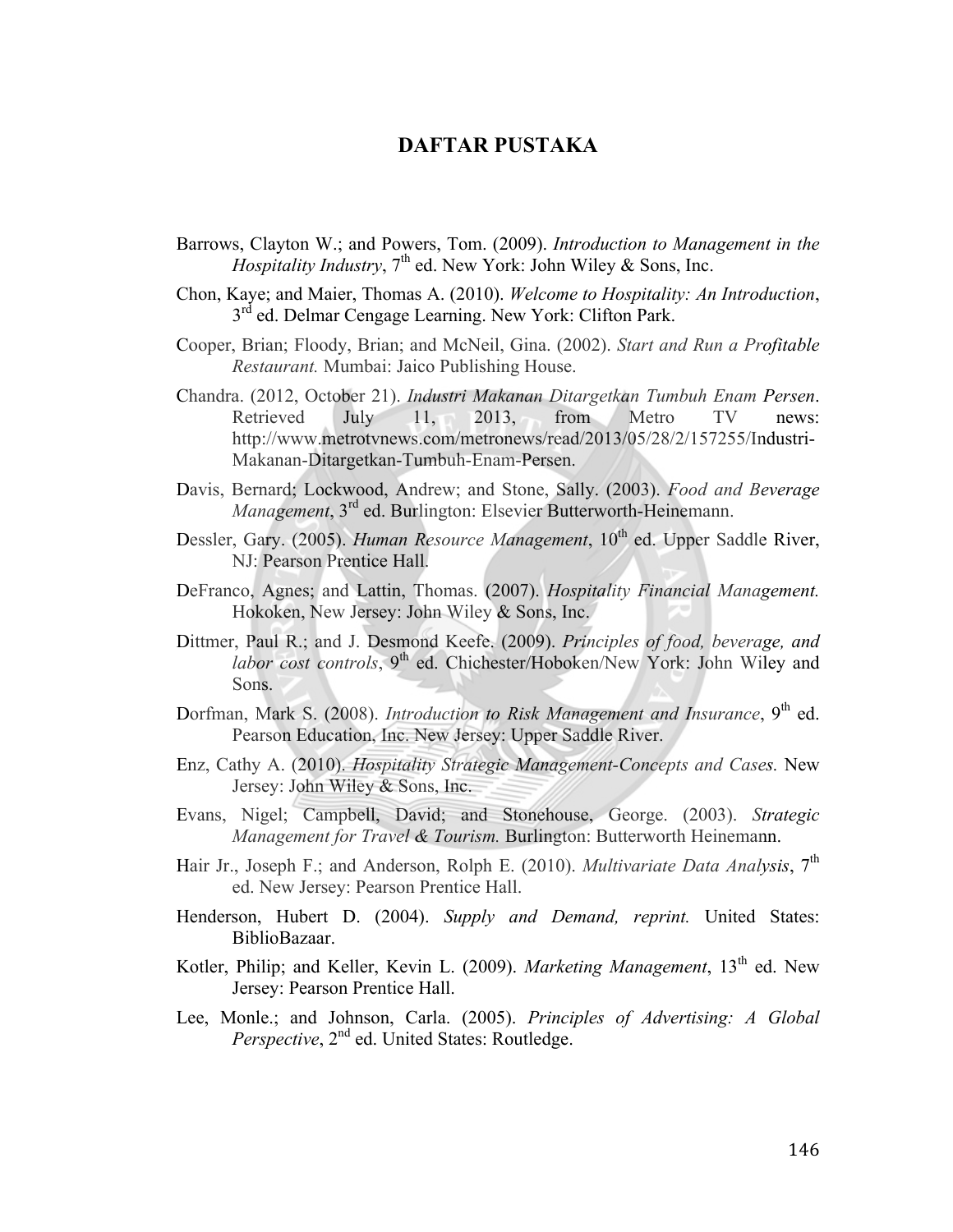# DAFTAR PUSTAKA

Barrows, Clayton W.; and Powers, Tom. (2009). *Introduction to Management in the Hospitality Industry*, 7th ed. New York: John Wiley & Sons, Inc.

Chon, Kaye; and Maier, Thomas A. (2010). *Welcome to Hospitality: An Introduction*, 3rd ed. Delmar Cengage Learning. New York: Clifton Park.

Cooper, Brian; Floody, Brian; and McNeil, Gina. (2002). *Start and Run a Profitable Restaurant.* Mumbai: Jaico Publishing House.

Chandra. (2012, October 21). *Industri Makanan Ditargetkan Tumbuh Enam Persen*. Retrieved July 11, 2013, from Metro TV news: http://www.metrotvnews.com/metronews/read/2013/05/28/2/157255/Industri-Makanan-Ditargetkan-Tumbuh-Enam-Persen.

Davis, Bernard; Lockwood, Andrew; and Stone, Sally. (2003). *Food and Beverage Management*, 3rd ed. Burlington: Elsevier Butterworth-Heinemann.

Dessler, Gary. (2005). *Human Resource Management*, 10th ed. Upper Saddle River, NJ: Pearson Prentice Hall.

DeFranco, Agnes; and Lattin, Thomas. (2007). *Hospitality Financial Management.* Hokoken, New Jersey: John Wiley & Sons, Inc.

Dittmer, Paul R.; and J. Desmond Keefe. (2009). *Principles of food, beverage, and labor cost controls*, 9th ed. Chichester/Hoboken/New York: John Wiley and Sons.

Dorfman, Mark S. (2008). *Introduction to Risk Management and Insurance*, 9th ed. Pearson Education, Inc. New Jersey: Upper Saddle River.

Enz, Cathy A. (2010). *Hospitality Strategic Management-Concepts and Cases.* New Jersey: John Wiley & Sons, Inc.

Evans, Nigel; Campbell, David; and Stonehouse, George. (2003). *Strategic Management for Travel & Tourism.* Burlington: Butterworth Heinemann.

Hair Jr., Joseph F.; and Anderson, Rolph E. (2010). *Multivariate Data Analysis*, 7th ed. New Jersey: Pearson Prentice Hall.

Henderson, Hubert D. (2004). *Supply and Demand, reprint.* United States: BiblioBazaar.

Kotler, Philip; and Keller, Kevin L. (2009). *Marketing Management*, 13th ed. New Jersey: Pearson Prentice Hall.

Lee, Monle.; and Johnson, Carla. (2005). *Principles of Advertising: A Global Perspective*, 2nd ed. United States: Routledge.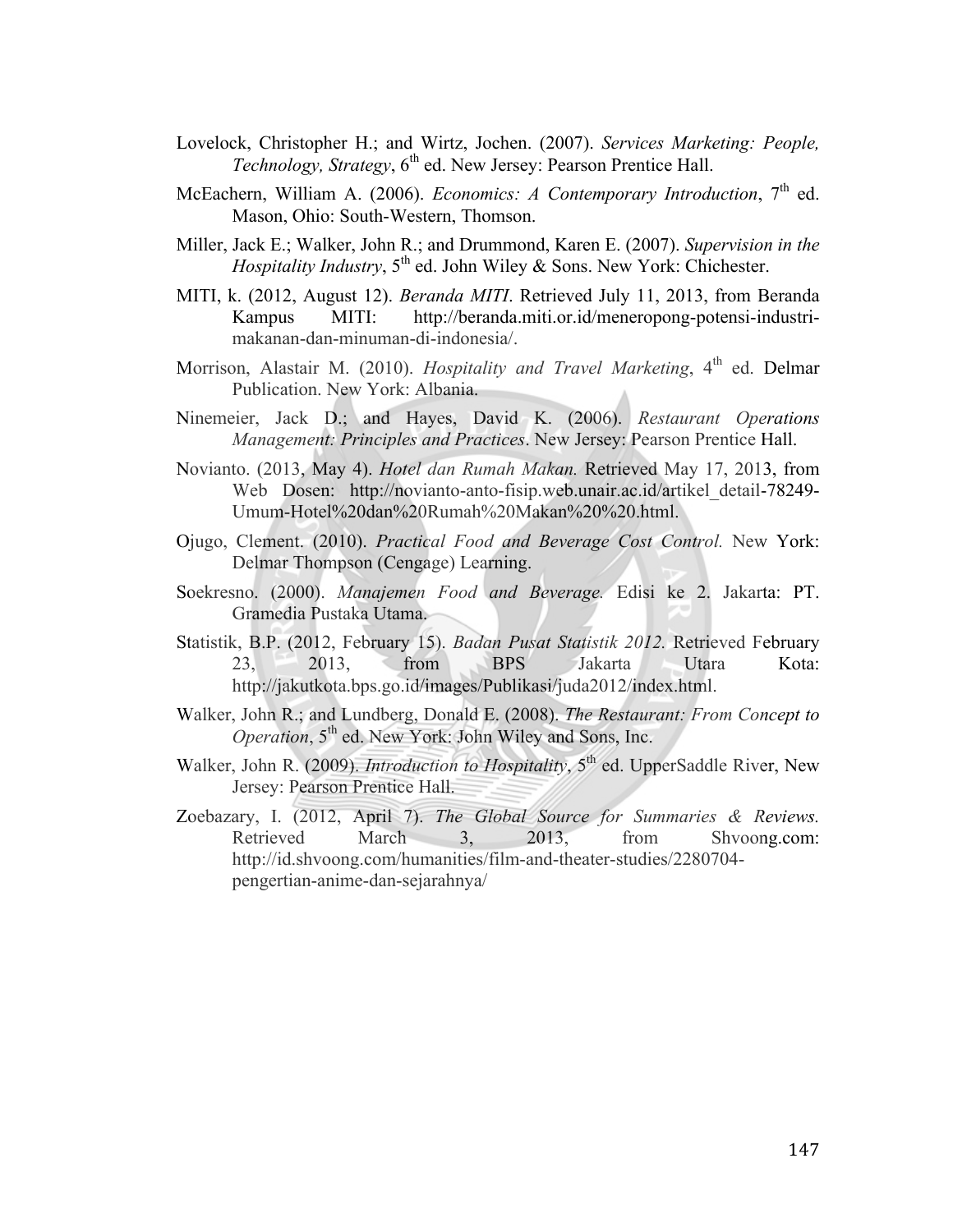Lovelock, Christopher H.; and Wirtz, Jochen. (2007). *Services Marketing: People, Technology, Strategy*, 6th ed. New Jersey: Pearson Prentice Hall.

McEachern, William A. (2006). *Economics: A Contemporary Introduction*, 7th ed. Mason, Ohio: South-Western, Thomson.

Miller, Jack E.; Walker, John R.; and Drummond, Karen E. (2007). *Supervision in the Hospitality Industry*, 5th ed. John Wiley & Sons. New York: Chichester.

MITI, k. (2012, August 12). *Beranda MITI*. Retrieved July 11, 2013, from Beranda Kampus MITI: http://beranda.miti.or.id/meneropong-potensi-industri-makanan-dan-minuman-di-indonesia/.

Morrison, Alastair M. (2010). *Hospitality and Travel Marketing*, 4th ed. Delmar Publication. New York: Albania.

Ninemeier, Jack D.; and Hayes, David K. (2006). *Restaurant Operations Management: Principles and Practices*. New Jersey: Pearson Prentice Hall.

Novianto. (2013, May 4). *Hotel dan Rumah Makan.* Retrieved May 17, 2013, from Web Dosen: http://novianto-anto-fisip.web.unair.ac.id/artikel_detail-78249-Umum-Hotel%20dan%20Rumah%20Makan%20%20.html.

Ojugo, Clement. (2010). *Practical Food and Beverage Cost Control.* New York: Delmar Thompson (Cengage) Learning.

Soekresno. (2000). *Manajemen Food and Beverage.* Edisi ke 2. Jakarta: PT. Gramedia Pustaka Utama.

Statistik, B.P. (2012, February 15). *Badan Pusat Statistik 2012.* Retrieved February 23, 2013, from BPS Jakarta Utara Kota: http://jakutkota.bps.go.id/images/Publikasi/juda2012/index.html.

Walker, John R.; and Lundberg, Donald E. (2008). *The Restaurant: From Concept to Operation*, 5th ed. New York: John Wiley and Sons, Inc.

Walker, John R. (2009). *Introduction to Hospitality*, 5th ed. UpperSaddle River, New Jersey: Pearson Prentice Hall.

Zoebazary, I. (2012, April 7). *The Global Source for Summaries & Reviews.* Retrieved March 3, 2013, from Shvoong.com: http://id.shvoong.com/humanities/film-and-theater-studies/2280704-pengertian-anime-dan-sejarahnya/